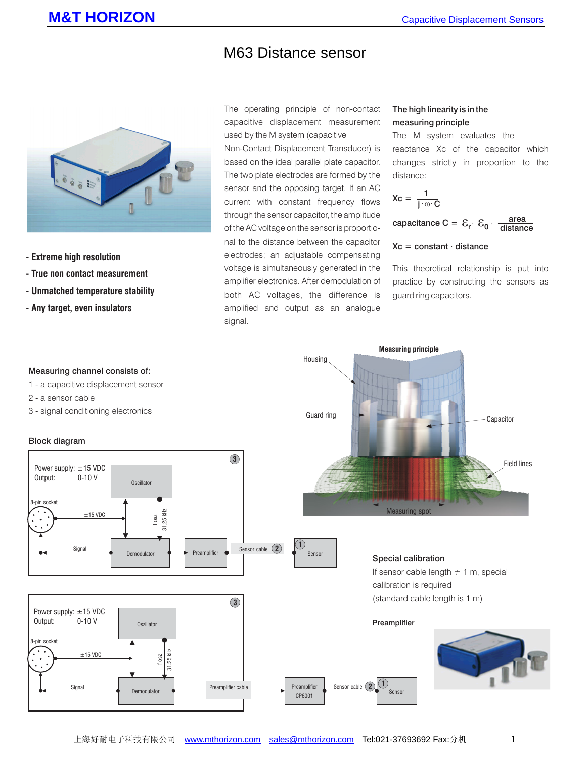# M63 Distance sensor

- Extreme high resolution
- True non contact measurement
- Unmatched temperature stability
- Any target, even insulators

The operating principle of non-contact capacitive displacement measurement used by the M system (capacitive Non-Contact Displacement Transducer) is based on the ideal parallel plate capacitor. The two plate electrodes are formed by the sensor and the opposing target. If an AC current with constant frequency flows through the sensor capacitor, the amplitude of the AC voltage on the sensor is proportional to the distance between the capacitor electrodes; an adjustable compensating voltage is simultaneously generated in the amplifier electronics. After demodulation of both AC voltages, the difference is amplified and output as an analogue signal.

**The high linearity is in the measuring principle**

The M system evaluates the reactance Xc of the capacitor which changes strictly in proportion to the distance:

$$Xc = \frac{1}{j \cdot \omega \cdot C}$$

$$\text{capacitance } C = \varepsilon_r \cdot \varepsilon_0 \cdot \frac{\text{area}}{\text{distance}}$$

$$Xc = \text{constant} \cdot \text{distance}$$

This theoretical relationship is put into practice by constructing the sensors as guard ring capacitors.

Measuring principle: Housing, Guard ring, Capacitor, Field lines, Measuring spot

Measuring channel consists of:

1 - a capacitive displacement sensor
2 - a sensor cable
3 - signal conditioning electronics

### Block diagram

Power supply: ±15 VDC
Output: 0-10 V

Oscillator, 8-pin socket, ±15 VDC, f osz 31.25 kHz, Signal, Demodulator, Preamplifier, Sensor cable (2), Sensor (1), (3)

Power supply: ±15 VDC
Output: 0-10 V

Oszillator, 8-pin socket, ±15 VDC, f osz 31.25 kHz, Signal, Demodulator, Preamplifier cable, Preamplifier CP6001, Sensor cable (2), Sensor (1), (3)

### Special calibration

If sensor cable length ≠ 1 m, special calibration is required
(standard cable length is 1 m)

**Preamplifier**

上海好耐电子科技有限公司 www.mthorizon.com sales@mthorizon.com Tel:021-37693692 Fax:分机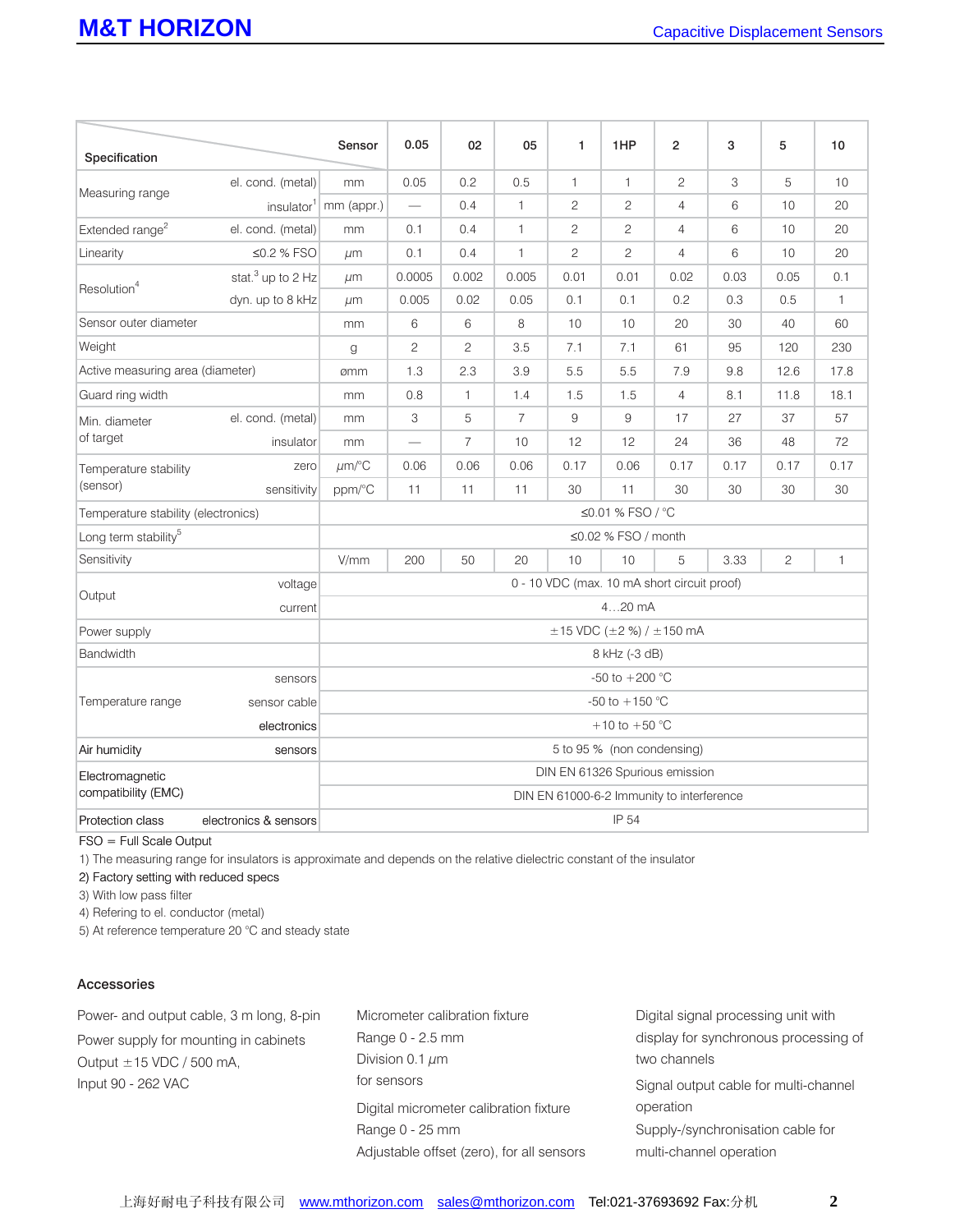| Specification | | Sensor | 0.05 | 02 | 05 | 1 | 1HP | 2 | 3 | 5 | 10 |
|---|---|---|---|---|---|---|---|---|---|---|---|
| Measuring range | el. cond. (metal) | mm | 0.05 | 0.2 | 0.5 | 1 | 1 | 2 | 3 | 5 | 10 |
| | insulator[1] | mm (appr.) | — | 0.4 | 1 | 2 | 2 | 4 | 6 | 10 | 20 |
| Extended range[2] | el. cond. (metal) | mm | 0.1 | 0.4 | 1 | 2 | 2 | 4 | 6 | 10 | 20 |
| Linearity | ≤0.2 % FSO | µm | 0.1 | 0.4 | 1 | 2 | 2 | 4 | 6 | 10 | 20 |
| Resolution[4] | stat.[3] up to 2 Hz | µm | 0.0005 | 0.002 | 0.005 | 0.01 | 0.01 | 0.02 | 0.03 | 0.05 | 0.1 |
| | dyn. up to 8 kHz | µm | 0.005 | 0.02 | 0.05 | 0.1 | 0.1 | 0.2 | 0.3 | 0.5 | 1 |
| Sensor outer diameter | | mm | 6 | 6 | 8 | 10 | 10 | 20 | 30 | 40 | 60 |
| Weight | | g | 2 | 2 | 3.5 | 7.1 | 7.1 | 61 | 95 | 120 | 230 |
| Active measuring area (diameter) | | ømm | 1.3 | 2.3 | 3.9 | 5.5 | 5.5 | 7.9 | 9.8 | 12.6 | 17.8 |
| Guard ring width | | mm | 0.8 | 1 | 1.4 | 1.5 | 1.5 | 4 | 8.1 | 11.8 | 18.1 |
| Min. diameter of target | el. cond. (metal) | mm | 3 | 5 | 7 | 9 | 9 | 17 | 27 | 37 | 57 |
| | insulator | mm | — | 7 | 10 | 12 | 12 | 24 | 36 | 48 | 72 |
| Temperature stability (sensor) | zero | µm/°C | 0.06 | 0.06 | 0.06 | 0.17 | 0.06 | 0.17 | 0.17 | 0.17 | 0.17 |
| | sensitivity | ppm/°C | 11 | 11 | 11 | 30 | 11 | 30 | 30 | 30 | 30 |
| Temperature stability (electronics) | | | ≤0.01 % FSO / °C | | | | | | | | |
| Long term stability[5] | | | ≤0.02 % FSO / month | | | | | | | | |
| Sensitivity | | V/mm | 200 | 50 | 20 | 10 | 10 | 5 | 3.33 | 2 | 1 |
| Output | voltage | | 0 - 10 VDC (max. 10 mA short circuit proof) | | | | | | | | |
| | current | | 4…20 mA | | | | | | | | |
| Power supply | | | ±15 VDC (±2 %) / ±150 mA | | | | | | | | |
| Bandwidth | | | 8 kHz (-3 dB) | | | | | | | | |
| Temperature range | sensors | | -50 to +200 °C | | | | | | | | |
| | sensor cable | | -50 to +150 °C | | | | | | | | |
| | electronics | | +10 to +50 °C | | | | | | | | |
| Air humidity | sensors | | 5 to 95 % (non condensing) | | | | | | | | |
| Electromagnetic compatibility (EMC) | | | DIN EN 61326 Spurious emission | | | | | | | | |
| | | | DIN EN 61000-6-2 Immunity to interference | | | | | | | | |
| Protection class | electronics & sensors | | IP 54 | | | | | | | | |

FSO = Full Scale Output

1) The measuring range for insulators is approximate and depends on the relative dielectric constant of the insulator

2) Factory setting with reduced specs

3) With low pass filter

4) Refering to el. conductor (metal)

5) At reference temperature 20 °C and steady state

### Accessories

Power- and output cable, 3 m long, 8-pin

Power supply for mounting in cabinets
Output ±15 VDC / 500 mA,
Input 90 - 262 VAC

Micrometer calibration fixture
Range 0 - 2.5 mm
Division 0.1 µm
for sensors

Digital micrometer calibration fixture
Range 0 - 25 mm
Adjustable offset (zero), for all sensors

Digital signal processing unit with display for synchronous processing of two channels

Signal output cable for multi-channel operation

Supply-/synchronisation cable for multi-channel operation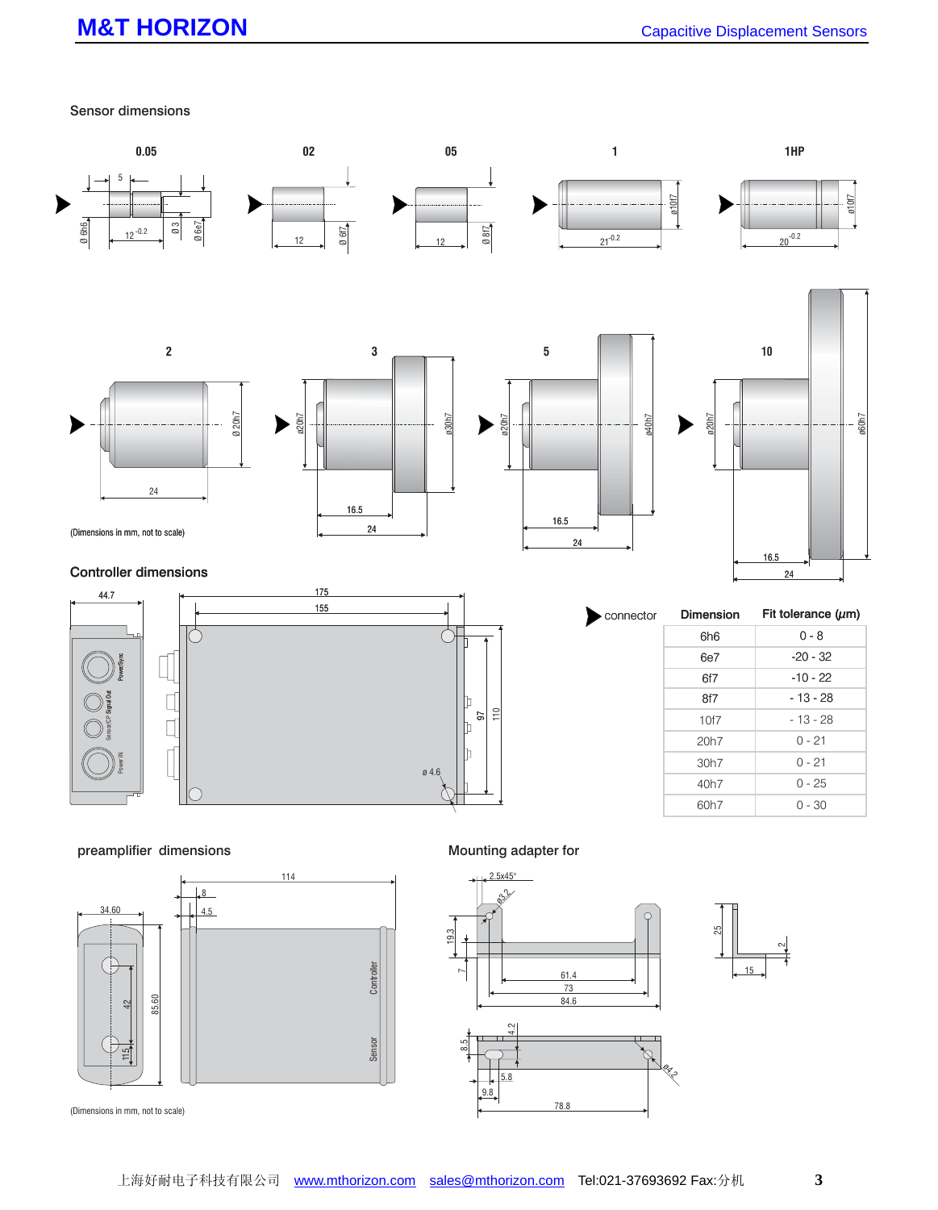## Sensor dimensions

0.05

5

Ø 6h6

$12^{-0.2}$

Ø 3

Ø 6e7

02

12

Ø 6f7

05

12

Ø 8f7

1

$21^{-0.2}$

ø10f7

1HP

$20^{-0.2}$

ø10f7

2

24

Ø 20h7

3

ø20h7

ø30h7

16.5

24

5

ø20h7

ø40h7

16.5

24

10

ø20h7

ø60h7

16.5

24

(Dimensions in mm, not to scale)

## Controller dimensions

44.7

175

155

Power/Sync

Sensor/CP Signal Out

Power IN

97

110

ø 4.6

▶ connector

| Dimension | Fit tolerance (μm) |
|---|---|
| 6h6 | 0 - 8 |
| 6e7 | -20 - 32 |
| 6f7 | -10 - 22 |
| 8f7 | - 13 - 28 |
| 10f7 | - 13 - 28 |
| 20h7 | 0 - 21 |
| 30h7 | 0 - 21 |
| 40h7 | 0 - 25 |
| 60h7 | 0 - 30 |

## preamplifier dimensions

114

8

4.5

34.60

42

85.60

11.5

Controller

Sensor

(Dimensions in mm, not to scale)

## Mounting adapter for

2.5x45°

ø3.2

19.3

7

61.4

73

84.6

25

2

15

8.5

4.2

5.8

9.8

78.8

ø4.2

上海好耐电子科技有限公司 www.mthorizon.com sales@mthorizon.com Tel:021-37693692 Fax:分机